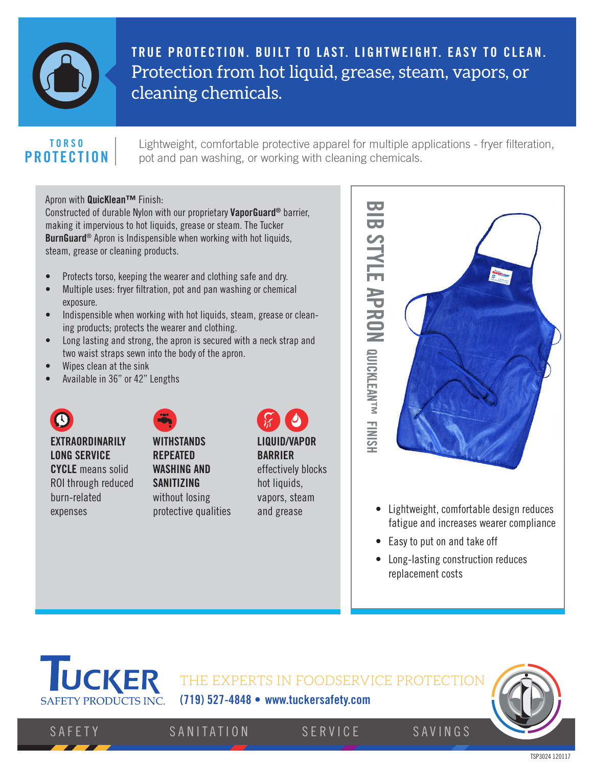# TRUE PROTECTION. BUILT TO LAST. LIGHTWEIGHT. EASY TO CLEAN.

Protection from hot liquid, grease, steam, vapors, or cleaning chemicals.

## TORSO PROTECTION

Lightweight, comfortable protective apparel for multiple applications - fryer filteration, pot and pan washing, or working with cleaning chemicals.

Apron with **QuicKlean™** Finish:
Constructed of durable Nylon with our proprietary **VaporGuard®** barrier, making it impervious to hot liquids, grease or steam. The Tucker **BurnGuard®** Apron is Indispensible when working with hot liquids, steam, grease or cleaning products.

- Protects torso, keeping the wearer and clothing safe and dry.
- Multiple uses: fryer filtration, pot and pan washing or chemical exposure.
- Indispensible when working with hot liquids, steam, grease or cleaning products; protects the wearer and clothing.
- Long lasting and strong, the apron is secured with a neck strap and two waist straps sewn into the body of the apron.
- Wipes clean at the sink
- Available in 36" or 42" Lengths

**EXTRAORDINARILY LONG SERVICE CYCLE** means solid ROI through reduced burn-related expenses

**WITHSTANDS REPEATED WASHING AND SANITIZING** without losing protective qualities

**LIQUID/VAPOR BARRIER** effectively blocks hot liquids, vapors, steam and grease

## BIB STYLE APRON QUICKLEAN™ FINISH

- Lightweight, comfortable design reduces fatigue and increases wearer compliance
- Easy to put on and take off
- Long-lasting construction reduces replacement costs

**TUCKER** SAFETY PRODUCTS INC.

THE EXPERTS IN FOODSERVICE PROTECTION

(719) 527-4848 • www.tuckersafety.com

SAFETY SANITATION SERVICE SAVINGS

TSP3024 120117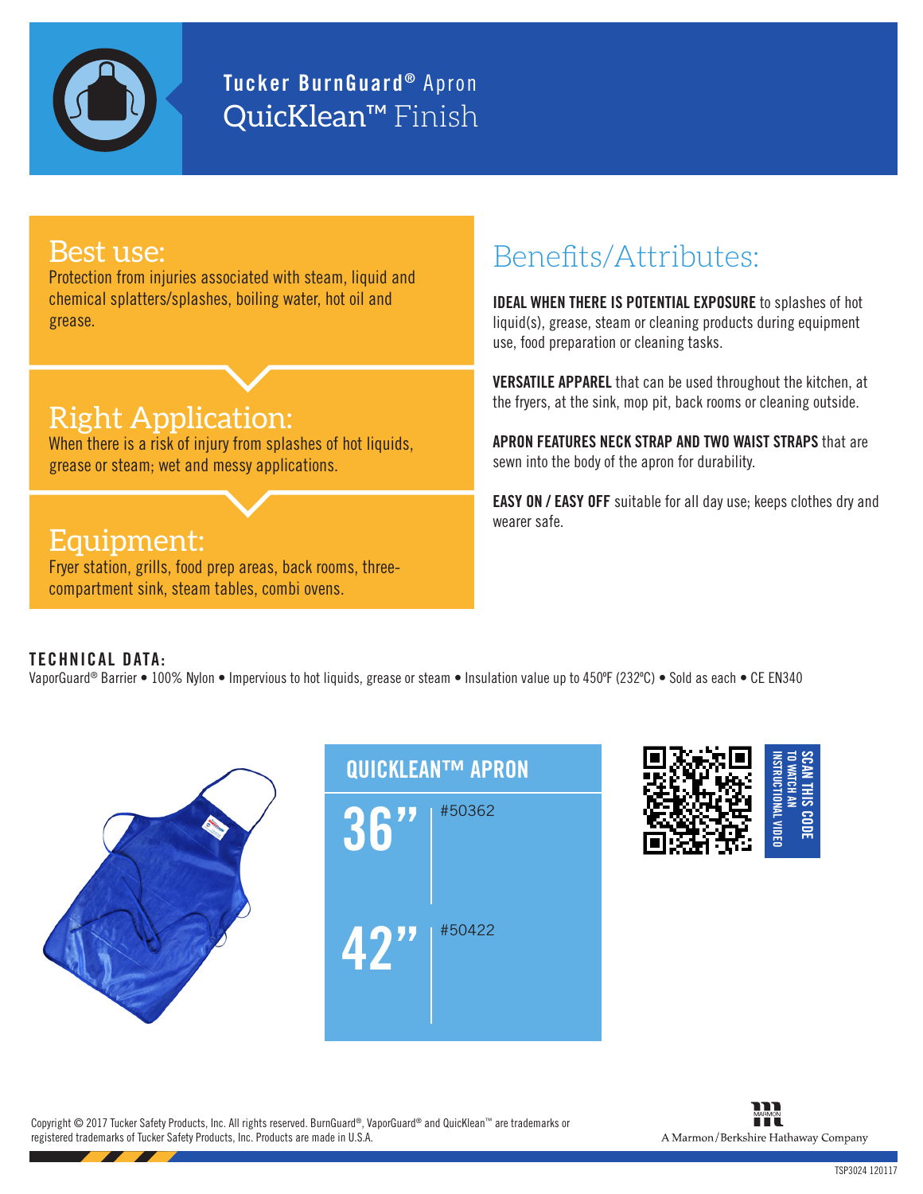# Tucker BurnGuard® Apron QuicKlean™ Finish

## Best use:

Protection from injuries associated with steam, liquid and chemical splatters/splashes, boiling water, hot oil and grease.

## Right Application:

When there is a risk of injury from splashes of hot liquids, grease or steam; wet and messy applications.

## Equipment:

Fryer station, grills, food prep areas, back rooms, three-compartment sink, steam tables, combi ovens.

## Benefits/Attributes:

**IDEAL WHEN THERE IS POTENTIAL EXPOSURE** to splashes of hot liquid(s), grease, steam or cleaning products during equipment use, food preparation or cleaning tasks.

**VERSATILE APPAREL** that can be used throughout the kitchen, at the fryers, at the sink, mop pit, back rooms or cleaning outside.

**APRON FEATURES NECK STRAP AND TWO WAIST STRAPS** that are sewn into the body of the apron for durability.

**EASY ON / EASY OFF** suitable for all day use; keeps clothes dry and wearer safe.

### TECHNICAL DATA:

VaporGuard® Barrier • 100% Nylon • Impervious to hot liquids, grease or steam • Insulation value up to 450ºF (232ºC) • Sold as each • CE EN340

| QUICKLEAN™ APRON | |
| --- | --- |
| 36" | #50362 |
| 42" | #50422 |

SCAN THIS CODE TO WATCH AN INSTRUCTIONAL VIDEO

Copyright © 2017 Tucker Safety Products, Inc. All rights reserved. BurnGuard®, VaporGuard® and QuicKlean™ are trademarks or registered trademarks of Tucker Safety Products, Inc. Products are made in U.S.A.

A Marmon/Berkshire Hathaway Company

TSP3024 120117